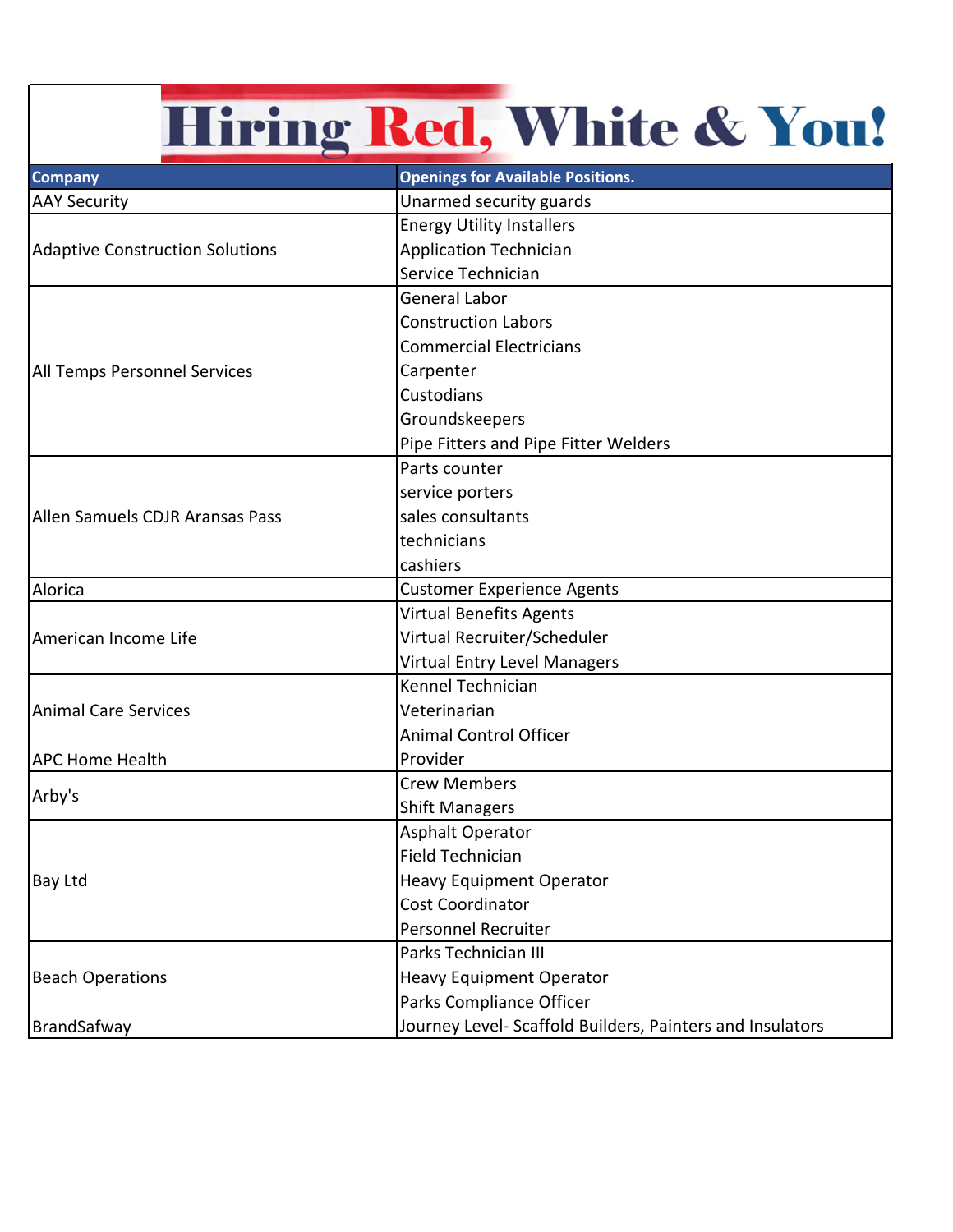# Hiring Red, White & You!

| Company | Openings for Available Positions. |
|---|---|
| AAY Security | Unarmed security guards |
| Adaptive Construction Solutions | Energy Utility Installers<br>Application Technician<br>Service Technician |
| All Temps Personnel Services | General Labor<br>Construction Labors<br>Commercial Electricians<br>Carpenter<br>Custodians<br>Groundskeepers<br>Pipe Fitters and Pipe Fitter Welders |
| Allen Samuels CDJR Aransas Pass | Parts counter<br>service porters<br>sales consultants<br>technicians<br>cashiers |
| Alorica | Customer Experience Agents |
| American Income Life | Virtual Benefits Agents<br>Virtual Recruiter/Scheduler<br>Virtual Entry Level Managers |
| Animal Care Services | Kennel Technician<br>Veterinarian<br>Animal Control Officer |
| APC Home Health | Provider |
| Arby's | Crew Members<br>Shift Managers |
| Bay Ltd | Asphalt Operator<br>Field Technician<br>Heavy Equipment Operator<br>Cost Coordinator<br>Personnel Recruiter |
| Beach Operations | Parks Technician III<br>Heavy Equipment Operator<br>Parks Compliance Officer |
| BrandSafway | Journey Level- Scaffold Builders, Painters and Insulators |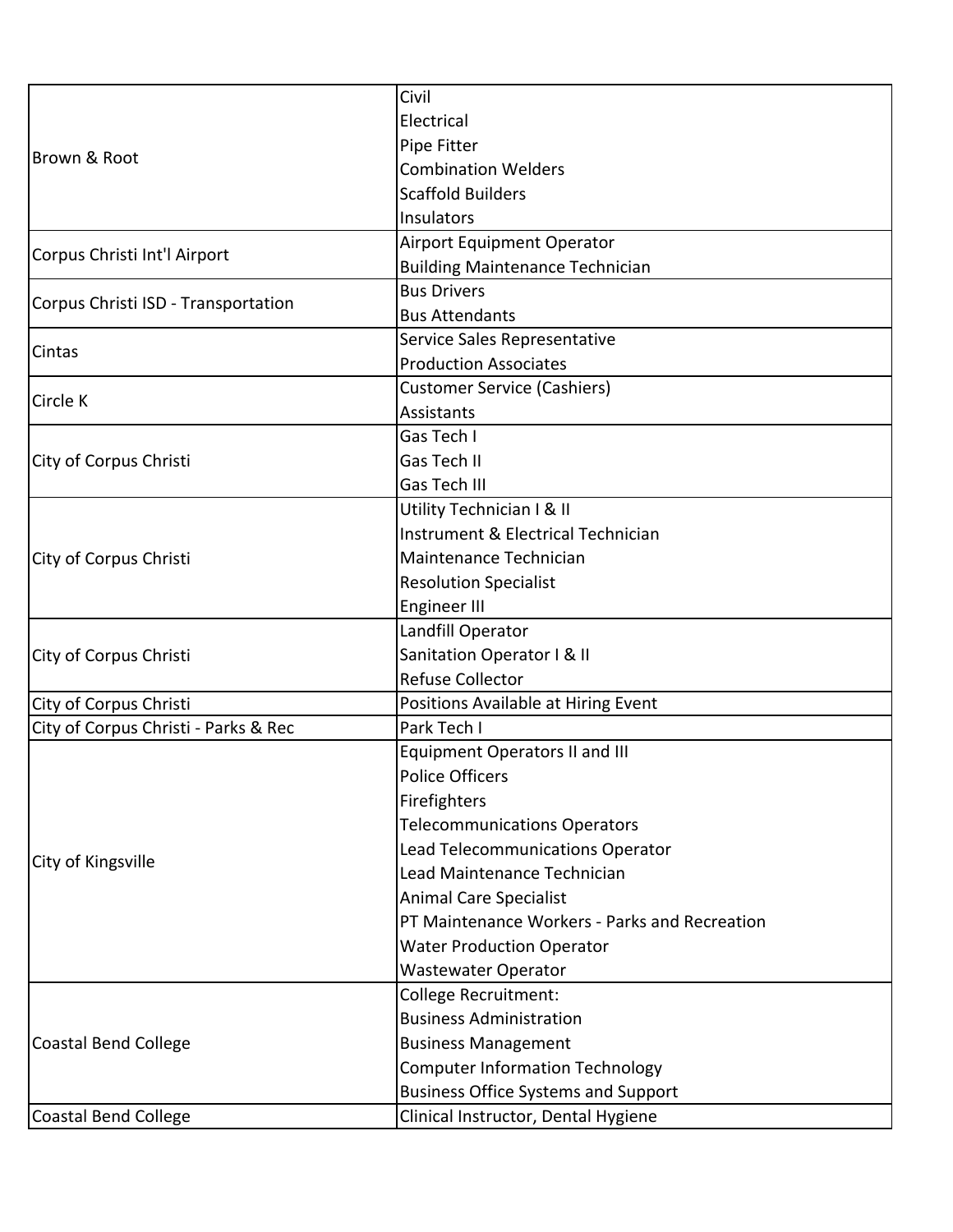| Employer | Positions |
| --- | --- |
| Brown & Root | Civil<br>Electrical<br>Pipe Fitter<br>Combination Welders<br>Scaffold Builders<br>Insulators |
| Corpus Christi Int'l Airport | Airport Equipment Operator<br>Building Maintenance Technician |
| Corpus Christi ISD - Transportation | Bus Drivers<br>Bus Attendants |
| Cintas | Service Sales Representative<br>Production Associates |
| Circle K | Customer Service (Cashiers)<br>Assistants |
| City of Corpus Christi | Gas Tech I<br>Gas Tech II<br>Gas Tech III |
| City of Corpus Christi | Utility Technician I & II<br>Instrument & Electrical Technician<br>Maintenance Technician<br>Resolution Specialist<br>Engineer III |
| City of Corpus Christi | Landfill Operator<br>Sanitation Operator I & II<br>Refuse Collector |
| City of Corpus Christi | Positions Available at Hiring Event |
| City of Corpus Christi - Parks & Rec | Park Tech I |
| City of Kingsville | Equipment Operators II and III<br>Police Officers<br>Firefighters<br>Telecommunications Operators<br>Lead Telecommunications Operator<br>Lead Maintenance Technician<br>Animal Care Specialist<br>PT Maintenance Workers - Parks and Recreation<br>Water Production Operator<br>Wastewater Operator |
| Coastal Bend College | College Recruitment:<br>Business Administration<br>Business Management<br>Computer Information Technology<br>Business Office Systems and Support |
| Coastal Bend College | Clinical Instructor, Dental Hygiene |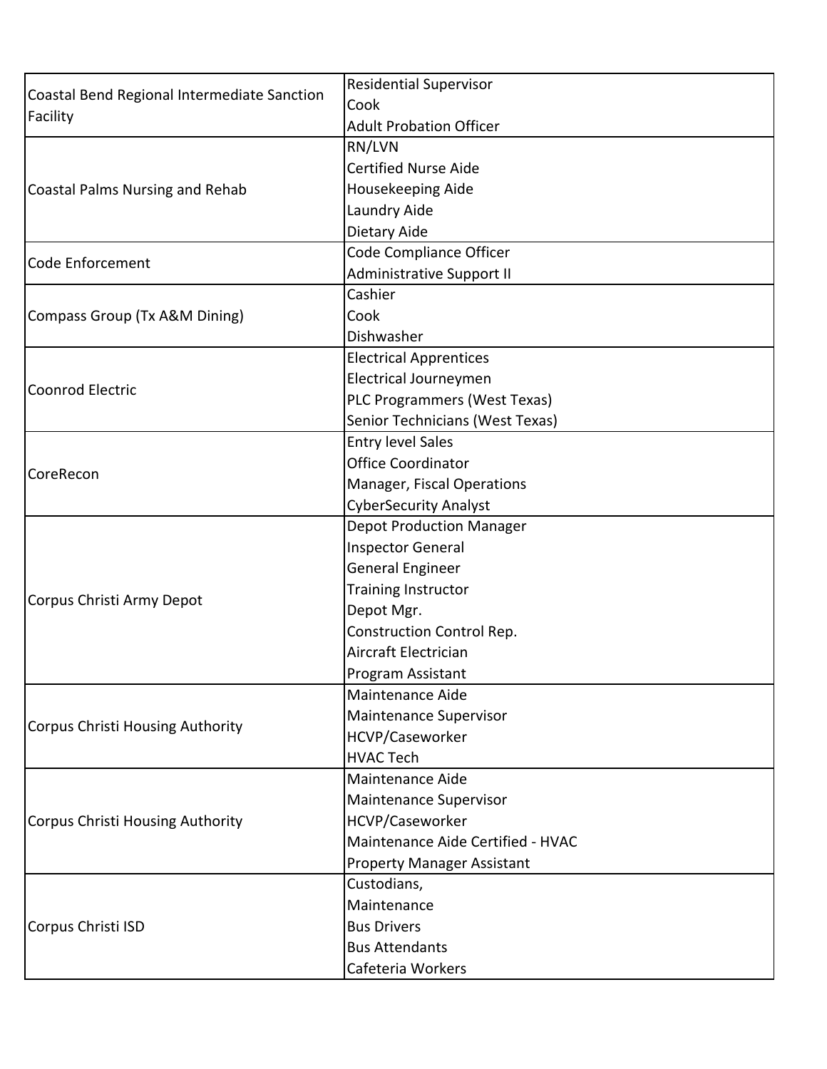| | |
|---|---|
| Coastal Bend Regional Intermediate Sanction Facility | Residential Supervisor<br>Cook<br>Adult Probation Officer |
| Coastal Palms Nursing and Rehab | RN/LVN<br>Certified Nurse Aide<br>Housekeeping Aide<br>Laundry Aide<br>Dietary Aide |
| Code Enforcement | Code Compliance Officer<br>Administrative Support II |
| Compass Group (Tx A&M Dining) | Cashier<br>Cook<br>Dishwasher |
| Coonrod Electric | Electrical Apprentices<br>Electrical Journeymen<br>PLC Programmers (West Texas)<br>Senior Technicians (West Texas) |
| CoreRecon | Entry level Sales<br>Office Coordinator<br>Manager, Fiscal Operations<br>CyberSecurity Analyst |
| Corpus Christi Army Depot | Depot Production Manager<br>Inspector General<br>General Engineer<br>Training Instructor<br>Depot Mgr.<br>Construction Control Rep.<br>Aircraft Electrician<br>Program Assistant |
| Corpus Christi Housing Authority | Maintenance Aide<br>Maintenance Supervisor<br>HCVP/Caseworker<br>HVAC Tech |
| Corpus Christi Housing Authority | Maintenance Aide<br>Maintenance Supervisor<br>HCVP/Caseworker<br>Maintenance Aide Certified - HVAC<br>Property Manager Assistant |
| Corpus Christi ISD | Custodians,<br>Maintenance<br>Bus Drivers<br>Bus Attendants<br>Cafeteria Workers |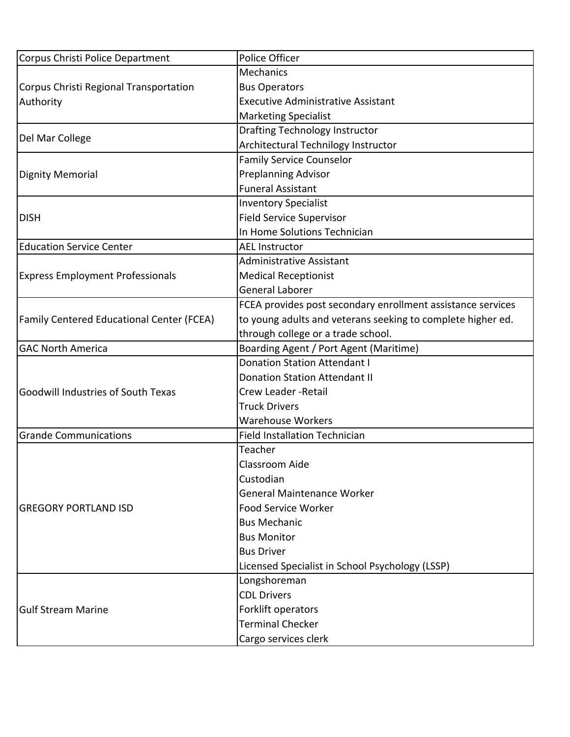| | |
|---|---|
| Corpus Christi Police Department | Police Officer |
| Corpus Christi Regional Transportation Authority | Mechanics<br>Bus Operators<br>Executive Administrative Assistant<br>Marketing Specialist |
| Del Mar College | Drafting Technology Instructor<br>Architectural Technilogy Instructor |
| Dignity Memorial | Family Service Counselor<br>Preplanning Advisor<br>Funeral Assistant |
| DISH | Inventory Specialist<br>Field Service Supervisor<br>In Home Solutions Technician |
| Education Service Center | AEL Instructor |
| Express Employment Professionals | Administrative Assistant<br>Medical Receptionist<br>General Laborer |
| Family Centered Educational Center (FCEA) | FCEA provides post secondary enrollment assistance services to young adults and veterans seeking to complete higher ed. through college or a trade school. |
| GAC North America | Boarding Agent / Port Agent (Maritime) |
| Goodwill Industries of South Texas | Donation Station Attendant I<br>Donation Station Attendant II<br>Crew Leader -Retail<br>Truck Drivers<br>Warehouse Workers |
| Grande Communications | Field Installation Technician |
| GREGORY PORTLAND ISD | Teacher<br>Classroom Aide<br>Custodian<br>General Maintenance Worker<br>Food Service Worker<br>Bus Mechanic<br>Bus Monitor<br>Bus Driver<br>Licensed Specialist in School Psychology (LSSP) |
| Gulf Stream Marine | Longshoreman<br>CDL Drivers<br>Forklift operators<br>Terminal Checker<br>Cargo services clerk |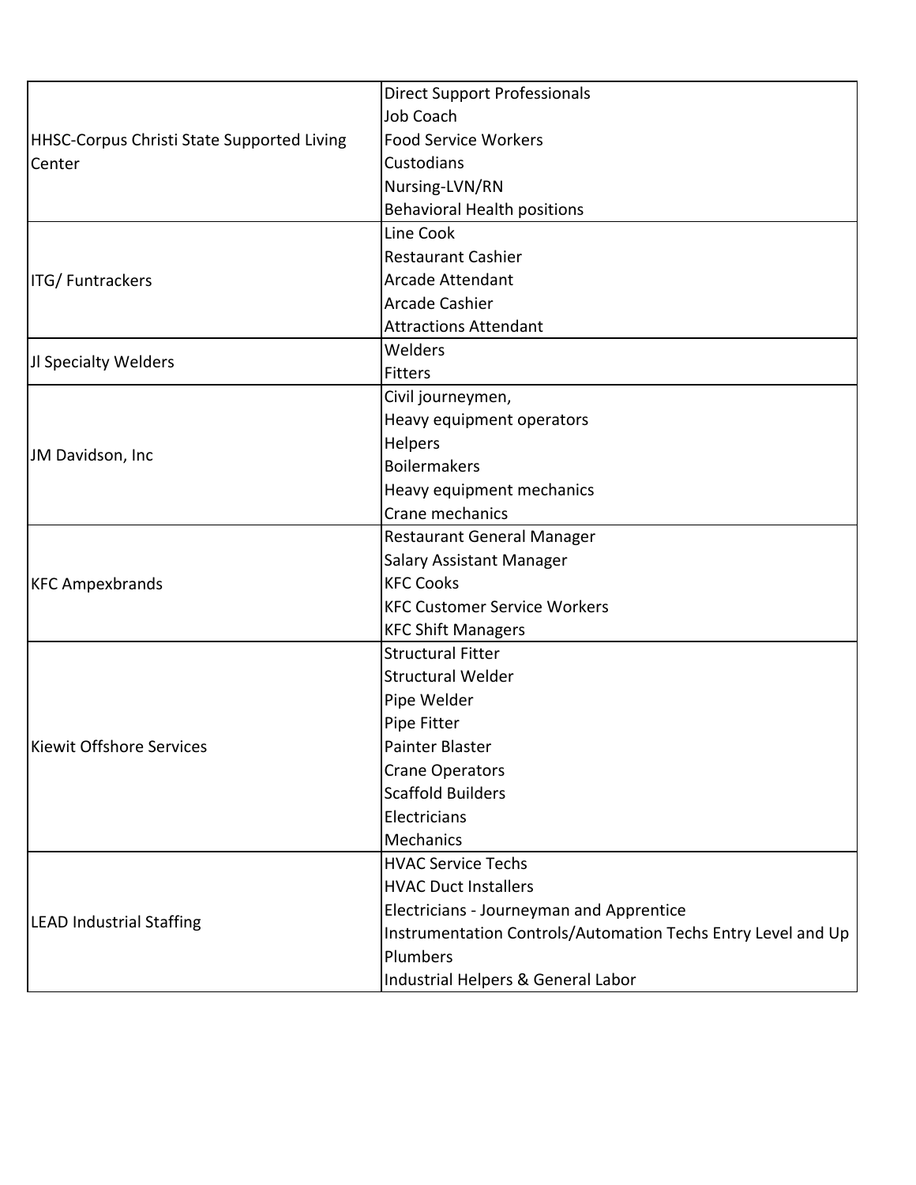| | |
|---|---|
| HHSC-Corpus Christi State Supported Living Center | Direct Support Professionals<br>Job Coach<br>Food Service Workers<br>Custodians<br>Nursing-LVN/RN<br>Behavioral Health positions |
| ITG/ Funtrackers | Line Cook<br>Restaurant Cashier<br>Arcade Attendant<br>Arcade Cashier<br>Attractions Attendant |
| Jl Specialty Welders | Welders<br>Fitters |
| JM Davidson, Inc | Civil journeymen,<br>Heavy equipment operators<br>Helpers<br>Boilermakers<br>Heavy equipment mechanics<br>Crane mechanics |
| KFC Ampexbrands | Restaurant General Manager<br>Salary Assistant Manager<br>KFC Cooks<br>KFC Customer Service Workers<br>KFC Shift Managers |
| Kiewit Offshore Services | Structural Fitter<br>Structural Welder<br>Pipe Welder<br>Pipe Fitter<br>Painter Blaster<br>Crane Operators<br>Scaffold Builders<br>Electricians<br>Mechanics |
| LEAD Industrial Staffing | HVAC Service Techs<br>HVAC Duct Installers<br>Electricians - Journeyman and Apprentice<br>Instrumentation Controls/Automation Techs Entry Level and Up<br>Plumbers<br>Industrial Helpers & General Labor |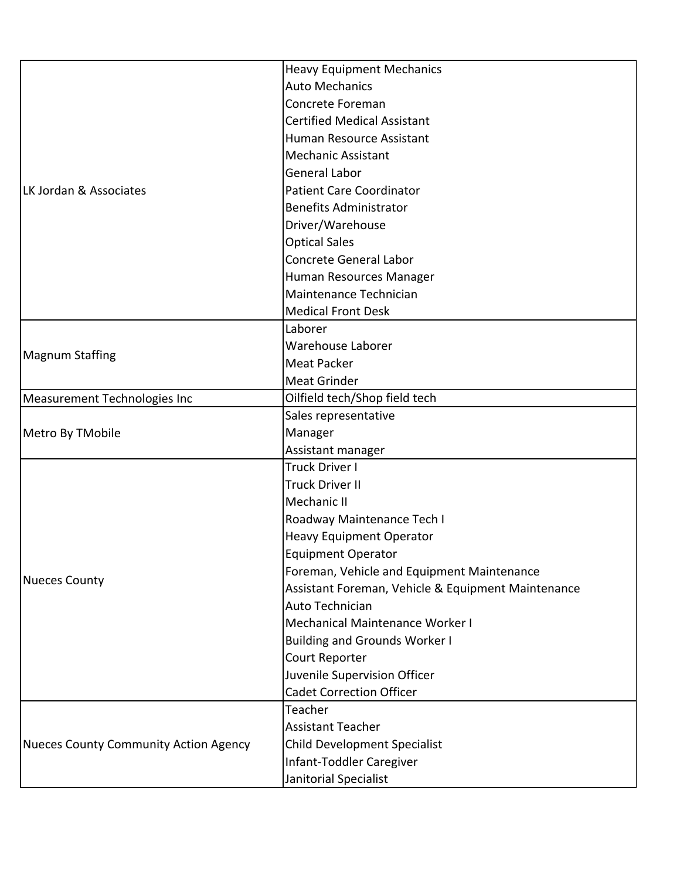| | |
|---|---|
| LK Jordan & Associates | Heavy Equipment Mechanics |
| | Auto Mechanics |
| | Concrete Foreman |
| | Certified Medical Assistant |
| | Human Resource Assistant |
| | Mechanic Assistant |
| | General Labor |
| | Patient Care Coordinator |
| | Benefits Administrator |
| | Driver/Warehouse |
| | Optical Sales |
| | Concrete General Labor |
| | Human Resources Manager |
| | Maintenance Technician |
| | Medical Front Desk |
| Magnum Staffing | Laborer |
| | Warehouse Laborer |
| | Meat Packer |
| | Meat Grinder |
| Measurement Technologies Inc | Oilfield tech/Shop field tech |
| Metro By TMobile | Sales representative |
| | Manager |
| | Assistant manager |
| Nueces County | Truck Driver I |
| | Truck Driver II |
| | Mechanic II |
| | Roadway Maintenance Tech I |
| | Heavy Equipment Operator |
| | Equipment Operator |
| | Foreman, Vehicle and Equipment Maintenance |
| | Assistant Foreman, Vehicle & Equipment Maintenance |
| | Auto Technician |
| | Mechanical Maintenance Worker I |
| | Building and Grounds Worker I |
| | Court Reporter |
| | Juvenile Supervision Officer |
| | Cadet Correction Officer |
| Nueces County Community Action Agency | Teacher |
| | Assistant Teacher |
| | Child Development Specialist |
| | Infant-Toddler Caregiver |
| | Janitorial Specialist |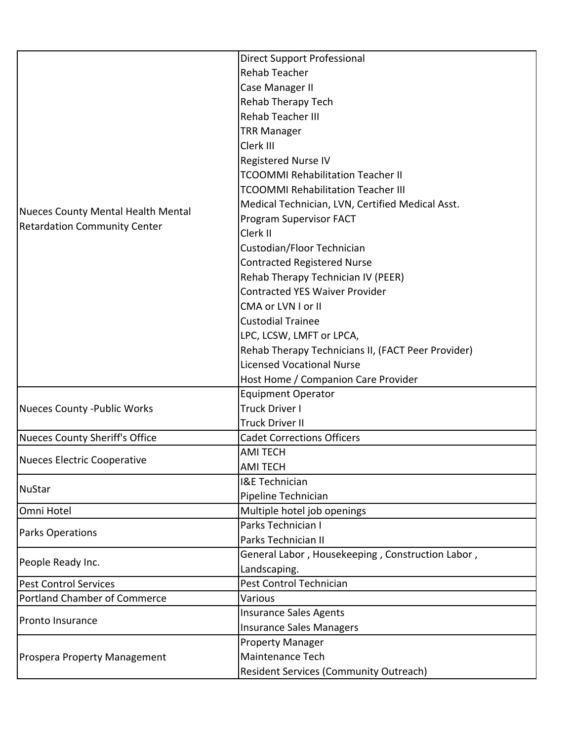| | |
|---|---|
| Nueces County Mental Health Mental Retardation Community Center | Direct Support Professional |
| | Rehab Teacher |
| | Case Manager II |
| | Rehab Therapy Tech |
| | Rehab Teacher III |
| | TRR Manager |
| | Clerk III |
| | Registered Nurse IV |
| | TCOOMMI Rehabilitation Teacher II |
| | TCOOMMI Rehabilitation Teacher III |
| | Medical Technician, LVN, Certified Medical Asst. |
| | Program Supervisor FACT |
| | Clerk II |
| | Custodian/Floor Technician |
| | Contracted Registered Nurse |
| | Rehab Therapy Technician IV (PEER) |
| | Contracted YES Waiver Provider |
| | CMA or LVN I or II |
| | Custodial Trainee |
| | LPC, LCSW, LMFT or LPCA, |
| | Rehab Therapy Technicians II, (FACT Peer Provider) |
| | Licensed Vocational Nurse |
| | Host Home / Companion Care Provider |
| Nueces County -Public Works | Equipment Operator |
| | Truck Driver I |
| | Truck Driver II |
| Nueces County Sheriff's Office | Cadet Corrections Officers |
| Nueces Electric Cooperative | AMI TECH |
| | AMI TECH |
| NuStar | I&E Technician |
| | Pipeline Technician |
| Omni Hotel | Multiple hotel job openings |
| Parks Operations | Parks Technician I |
| | Parks Technician II |
| People Ready Inc. | General Labor , Housekeeping , Construction Labor , Landscaping. |
| Pest Control Services | Pest Control Technician |
| Portland Chamber of Commerce | Various |
| Pronto Insurance | Insurance Sales Agents |
| | Insurance Sales Managers |
| Prospera Property Management | Property Manager |
| | Maintenance Tech |
| | Resident Services (Community Outreach) |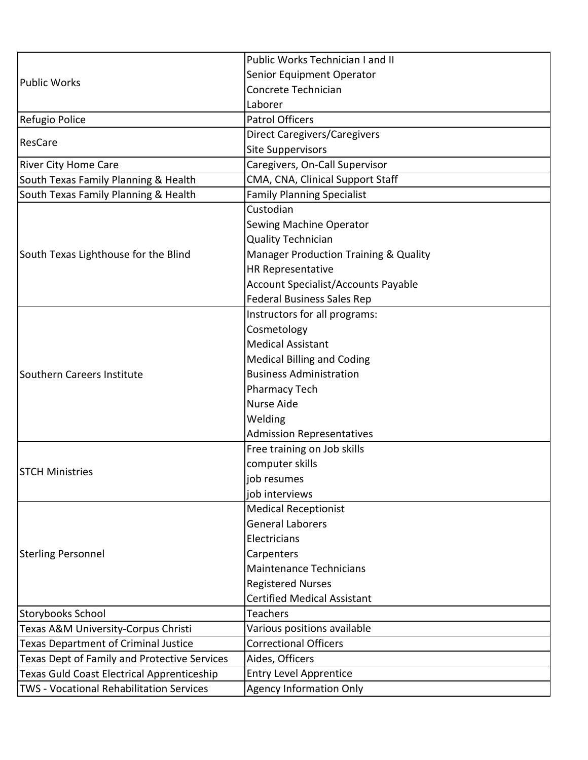| | |
|---|---|
| Public Works | Public Works Technician I and II<br>Senior Equipment Operator<br>Concrete Technician<br>Laborer |
| Refugio Police | Patrol Officers |
| ResCare | Direct Caregivers/Caregivers<br>Site Suppervisors |
| River City Home Care | Caregivers, On-Call Supervisor |
| South Texas Family Planning & Health | CMA, CNA, Clinical Support Staff |
| South Texas Family Planning & Health | Family Planning Specialist |
| South Texas Lighthouse for the Blind | Custodian<br>Sewing Machine Operator<br>Quality Technician<br>Manager Production Training & Quality<br>HR Representative<br>Account Specialist/Accounts Payable<br>Federal Business Sales Rep |
| Southern Careers Institute | Instructors for all programs:<br>Cosmetology<br>Medical Assistant<br>Medical Billing and Coding<br>Business Administration<br>Pharmacy Tech<br>Nurse Aide<br>Welding<br>Admission Representatives |
| STCH Ministries | Free training on Job skills<br>computer skills<br>job resumes<br>job interviews |
| Sterling Personnel | Medical Receptionist<br>General Laborers<br>Electricians<br>Carpenters<br>Maintenance Technicians<br>Registered Nurses<br>Certified Medical Assistant |
| Storybooks School | Teachers |
| Texas A&M University-Corpus Christi | Various positions available |
| Texas Department of Criminal Justice | Correctional Officers |
| Texas Dept of Family and Protective Services | Aides, Officers |
| Texas Guld Coast Electrical Apprenticeship | Entry Level Apprentice |
| TWS - Vocational Rehabilitation Services | Agency Information Only |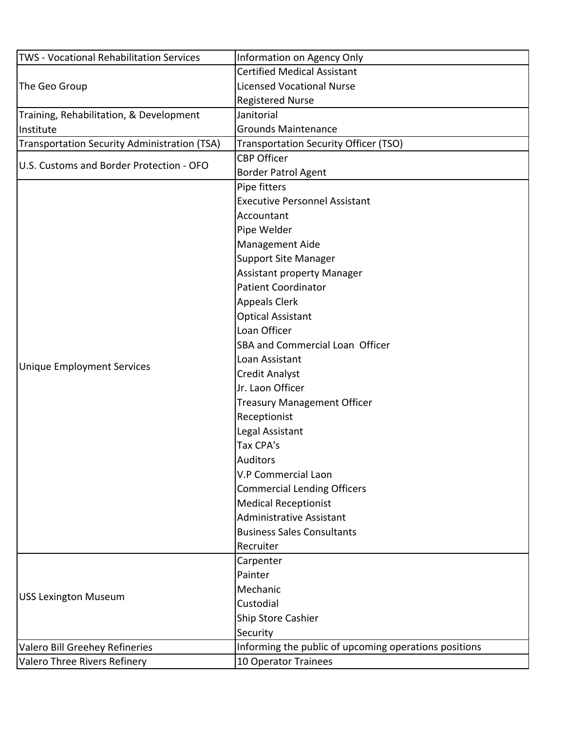| | |
|---|---|
| TWS - Vocational Rehabilitation Services | Information on Agency Only |
| The Geo Group | Certified Medical Assistant<br>Licensed Vocational Nurse<br>Registered Nurse |
| Training, Rehabilitation, & Development Institute | Janitorial<br>Grounds Maintenance |
| Transportation Security Administration (TSA) | Transportation Security Officer (TSO) |
| U.S. Customs and Border Protection - OFO | CBP Officer<br>Border Patrol Agent |
| Unique Employment Services | Pipe fitters<br>Executive Personnel Assistant<br>Accountant<br>Pipe Welder<br>Management Aide<br>Support Site Manager<br>Assistant property Manager<br>Patient Coordinator<br>Appeals Clerk<br>Optical Assistant<br>Loan Officer<br>SBA and Commercial Loan  Officer<br>Loan Assistant<br>Credit Analyst<br>Jr. Laon Officer<br>Treasury Management Officer<br>Receptionist<br>Legal Assistant<br>Tax CPA's<br>Auditors<br>V.P Commercial Laon<br>Commercial Lending Officers<br>Medical Receptionist<br>Administrative Assistant<br>Business Sales Consultants<br>Recruiter |
| USS Lexington Museum | Carpenter<br>Painter<br>Mechanic<br>Custodial<br>Ship Store Cashier<br>Security |
| Valero Bill Greehey Refineries | Informing the public of upcoming operations positions |
| Valero Three Rivers Refinery | 10 Operator Trainees |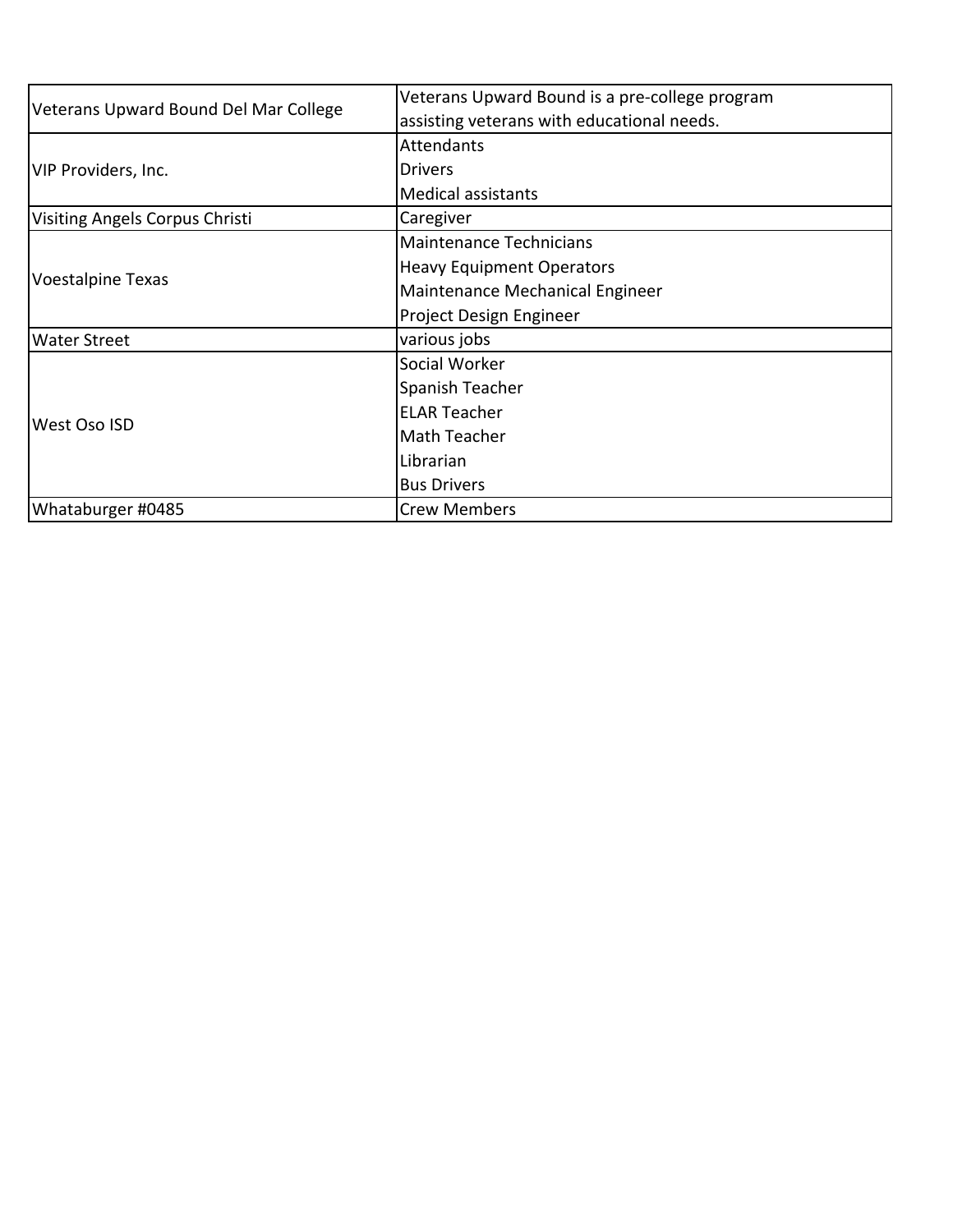| | |
|---|---|
| Veterans Upward Bound Del Mar College | Veterans Upward Bound is a pre-college program assisting veterans with educational needs. |
| VIP Providers, Inc. | Attendants<br>Drivers<br>Medical assistants |
| Visiting Angels Corpus Christi | Caregiver |
| Voestalpine Texas | Maintenance Technicians<br>Heavy Equipment Operators<br>Maintenance Mechanical Engineer<br>Project Design Engineer |
| Water Street | various jobs |
| West Oso ISD | Social Worker<br>Spanish Teacher<br>ELAR Teacher<br>Math Teacher<br>Librarian<br>Bus Drivers |
| Whataburger #0485 | Crew Members |